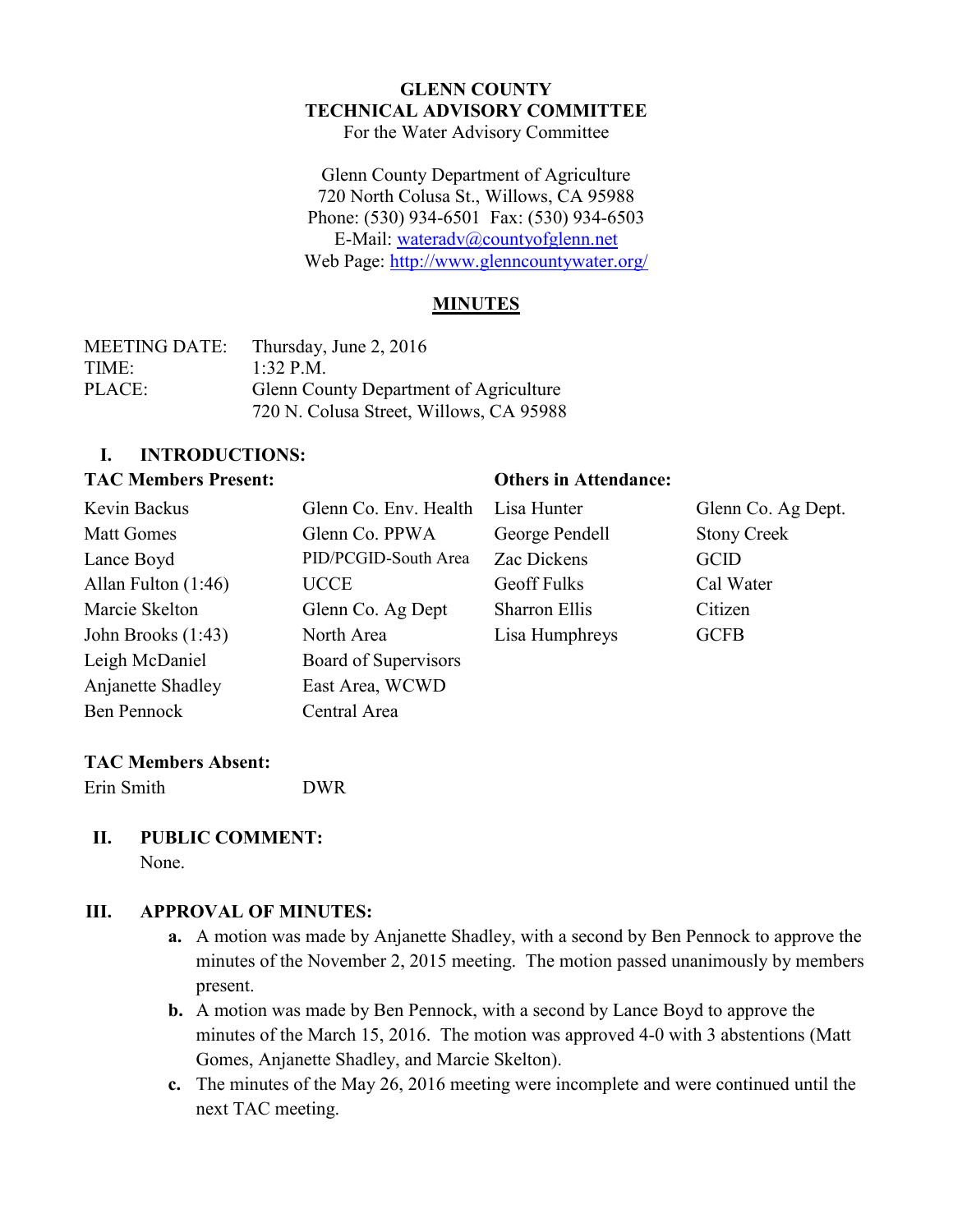# GLENN COUNTY
# TECHNICAL ADVISORY COMMITTEE

For the Water Advisory Committee

Glenn County Department of Agriculture
720 North Colusa St., Willows, CA 95988
Phone: (530) 934-6501 Fax: (530) 934-6503
E-Mail: wateradv@countyofglenn.net
Web Page: http://www.glenncountywater.org/

## MINUTES

MEETING DATE: Thursday, June 2, 2016
TIME: 1:32 P.M.
PLACE: Glenn County Department of Agriculture
720 N. Colusa Street, Willows, CA 95988

### I. INTRODUCTIONS:

**TAC Members Present:**

| | |
|---|---|
| Kevin Backus | Glenn Co. Env. Health |
| Matt Gomes | Glenn Co. PPWA |
| Lance Boyd | PID/PCGID-South Area |
| Allan Fulton (1:46) | UCCE |
| Marcie Skelton | Glenn Co. Ag Dept |
| John Brooks (1:43) | North Area |
| Leigh McDaniel | Board of Supervisors |
| Anjanette Shadley | East Area, WCWD |
| Ben Pennock | Central Area |

**Others in Attendance:**

| | |
|---|---|
| Lisa Hunter | Glenn Co. Ag Dept. |
| George Pendell | Stony Creek |
| Zac Dickens | GCID |
| Geoff Fulks | Cal Water |
| Sharron Ellis | Citizen |
| Lisa Humphreys | GCFB |

**TAC Members Absent:**

| | |
|---|---|
| Erin Smith | DWR |

### II. PUBLIC COMMENT:

None.

### III. APPROVAL OF MINUTES:

**a.** A motion was made by Anjanette Shadley, with a second by Ben Pennock to approve the minutes of the November 2, 2015 meeting. The motion passed unanimously by members present.

**b.** A motion was made by Ben Pennock, with a second by Lance Boyd to approve the minutes of the March 15, 2016. The motion was approved 4-0 with 3 abstentions (Matt Gomes, Anjanette Shadley, and Marcie Skelton).

**c.** The minutes of the May 26, 2016 meeting were incomplete and were continued until the next TAC meeting.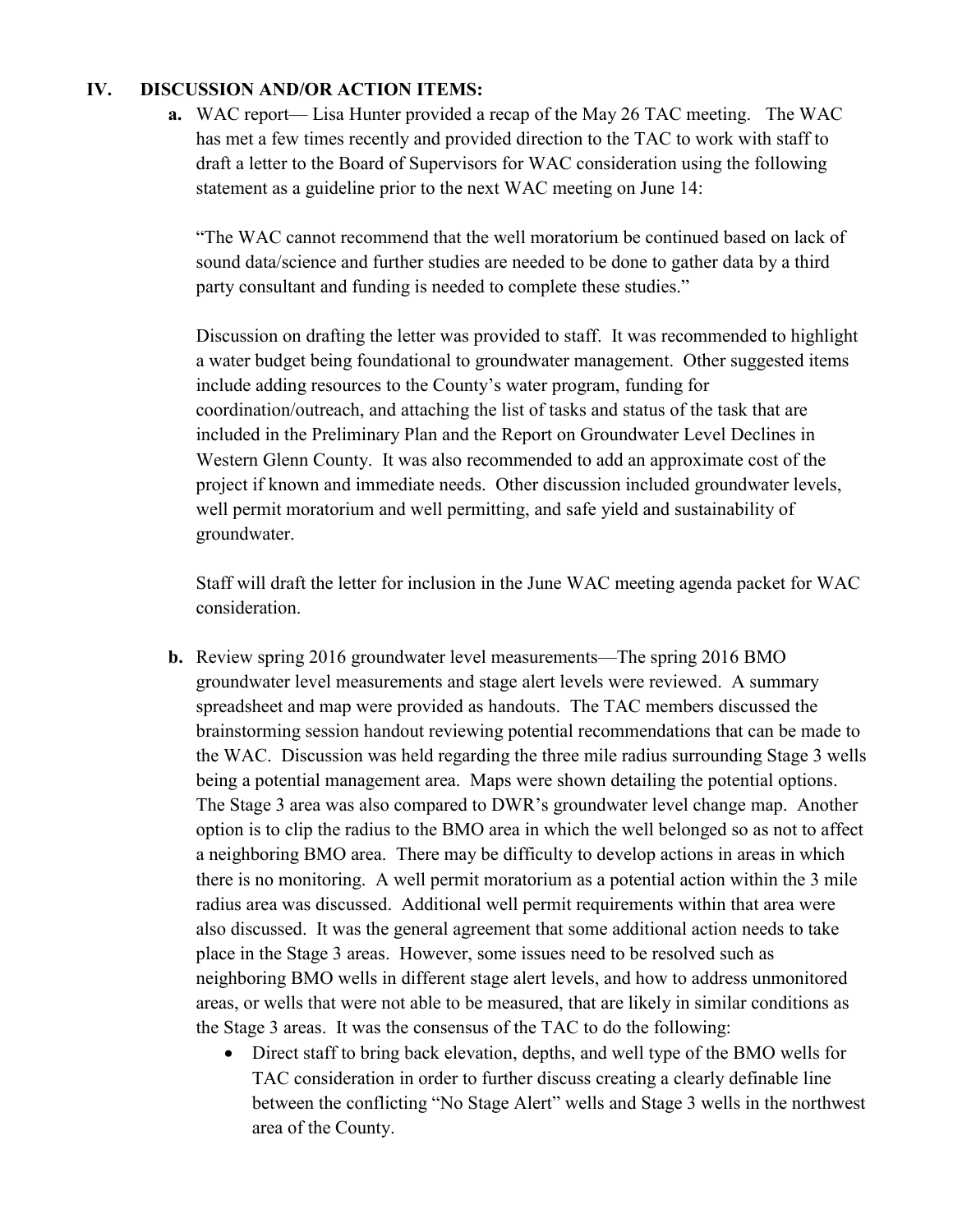## IV. DISCUSSION AND/OR ACTION ITEMS:

**a.** WAC report— Lisa Hunter provided a recap of the May 26 TAC meeting. The WAC has met a few times recently and provided direction to the TAC to work with staff to draft a letter to the Board of Supervisors for WAC consideration using the following statement as a guideline prior to the next WAC meeting on June 14:

"The WAC cannot recommend that the well moratorium be continued based on lack of sound data/science and further studies are needed to be done to gather data by a third party consultant and funding is needed to complete these studies."

Discussion on drafting the letter was provided to staff. It was recommended to highlight a water budget being foundational to groundwater management. Other suggested items include adding resources to the County's water program, funding for coordination/outreach, and attaching the list of tasks and status of the task that are included in the Preliminary Plan and the Report on Groundwater Level Declines in Western Glenn County. It was also recommended to add an approximate cost of the project if known and immediate needs. Other discussion included groundwater levels, well permit moratorium and well permitting, and safe yield and sustainability of groundwater.

Staff will draft the letter for inclusion in the June WAC meeting agenda packet for WAC consideration.

**b.** Review spring 2016 groundwater level measurements—The spring 2016 BMO groundwater level measurements and stage alert levels were reviewed. A summary spreadsheet and map were provided as handouts. The TAC members discussed the brainstorming session handout reviewing potential recommendations that can be made to the WAC. Discussion was held regarding the three mile radius surrounding Stage 3 wells being a potential management area. Maps were shown detailing the potential options. The Stage 3 area was also compared to DWR's groundwater level change map. Another option is to clip the radius to the BMO area in which the well belonged so as not to affect a neighboring BMO area. There may be difficulty to develop actions in areas in which there is no monitoring. A well permit moratorium as a potential action within the 3 mile radius area was discussed. Additional well permit requirements within that area were also discussed. It was the general agreement that some additional action needs to take place in the Stage 3 areas. However, some issues need to be resolved such as neighboring BMO wells in different stage alert levels, and how to address unmonitored areas, or wells that were not able to be measured, that are likely in similar conditions as the Stage 3 areas. It was the consensus of the TAC to do the following:

- Direct staff to bring back elevation, depths, and well type of the BMO wells for TAC consideration in order to further discuss creating a clearly definable line between the conflicting "No Stage Alert" wells and Stage 3 wells in the northwest area of the County.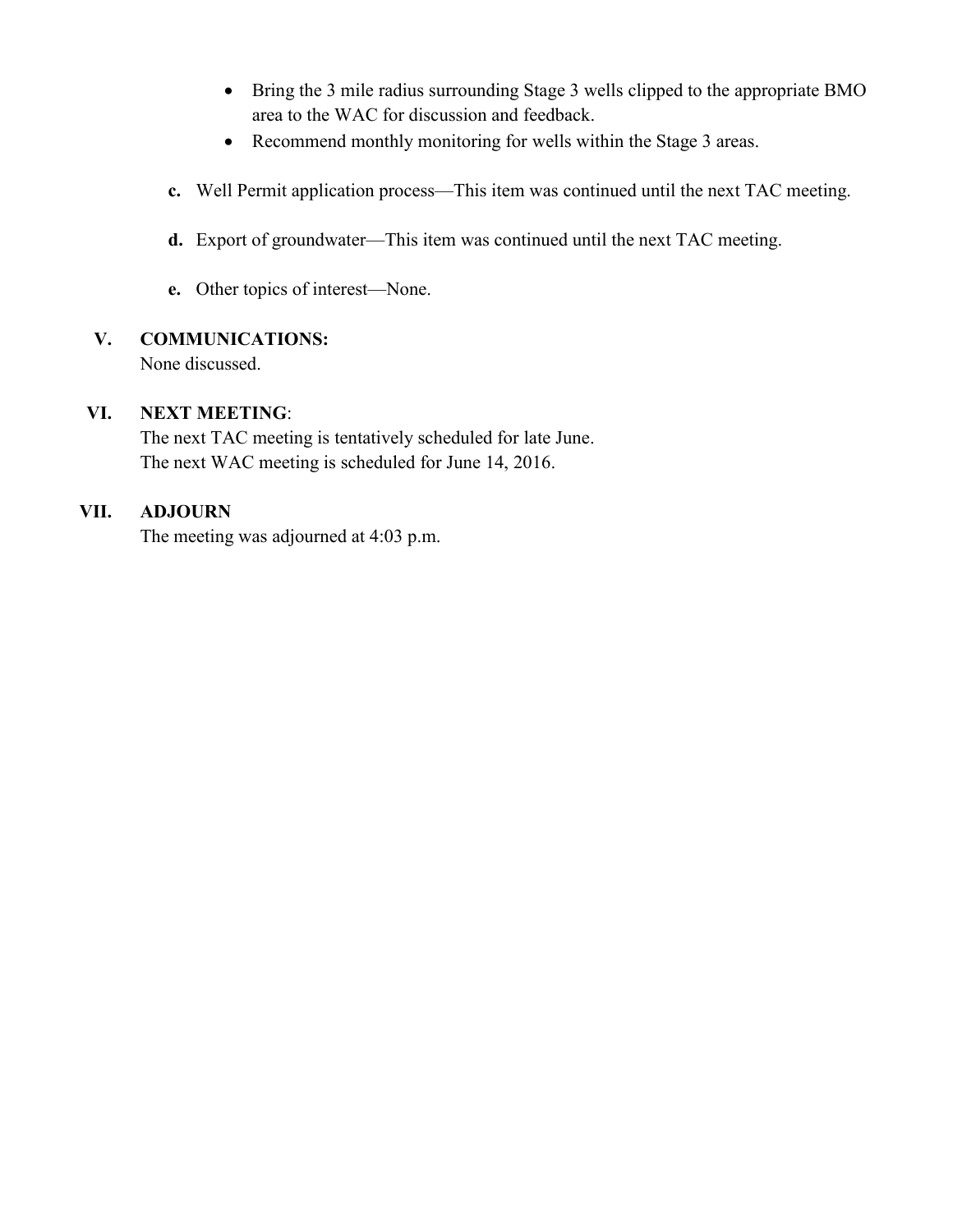- Bring the 3 mile radius surrounding Stage 3 wells clipped to the appropriate BMO area to the WAC for discussion and feedback.
- Recommend monthly monitoring for wells within the Stage 3 areas.

**c.** Well Permit application process—This item was continued until the next TAC meeting.

**d.** Export of groundwater—This item was continued until the next TAC meeting.

**e.** Other topics of interest—None.

## V. COMMUNICATIONS:

None discussed.

## VI. NEXT MEETING:

The next TAC meeting is tentatively scheduled for late June.
The next WAC meeting is scheduled for June 14, 2016.

## VII. ADJOURN

The meeting was adjourned at 4:03 p.m.